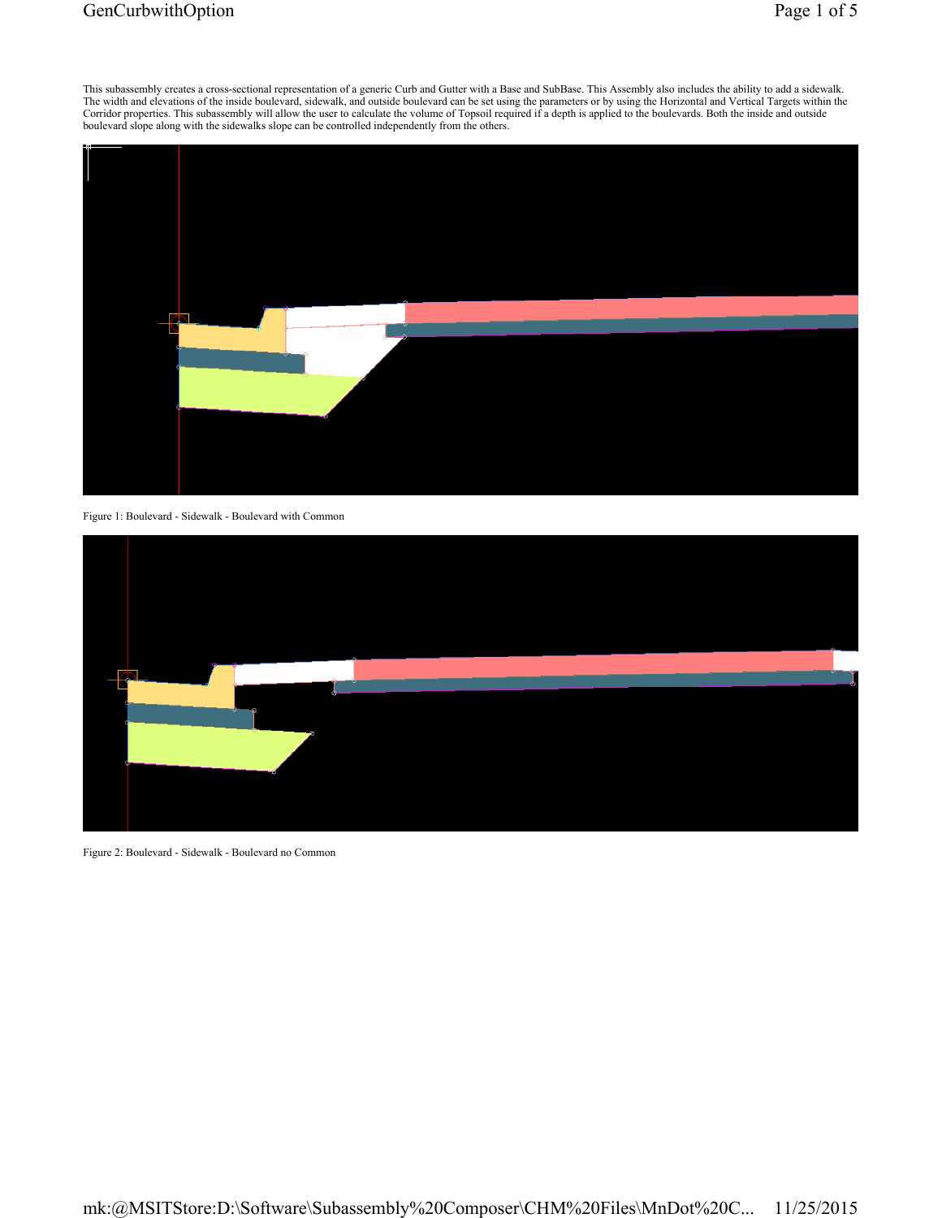This subassembly creates a cross-sectional representation of a generic Curb and Gutter with a Base and SubBase. This Assembly also includes the ability to add a sidewalk. The width and elevations of the inside boulevard, sidewalk, and outside boulevard can be set using the parameters or by using the Horizontal and Vertical Targets within the Corridor properties. This subassembly will allow the user to calculate the volume of Topsoil required if a depth is applied to the boulevards. Both the inside and outside boulevard slope along with the sidewalks slope can be controlled independently from the others.

Figure 1: Boulevard - Sidewalk - Boulevard with Common

Figure 2: Boulevard - Sidewalk - Boulevard no Common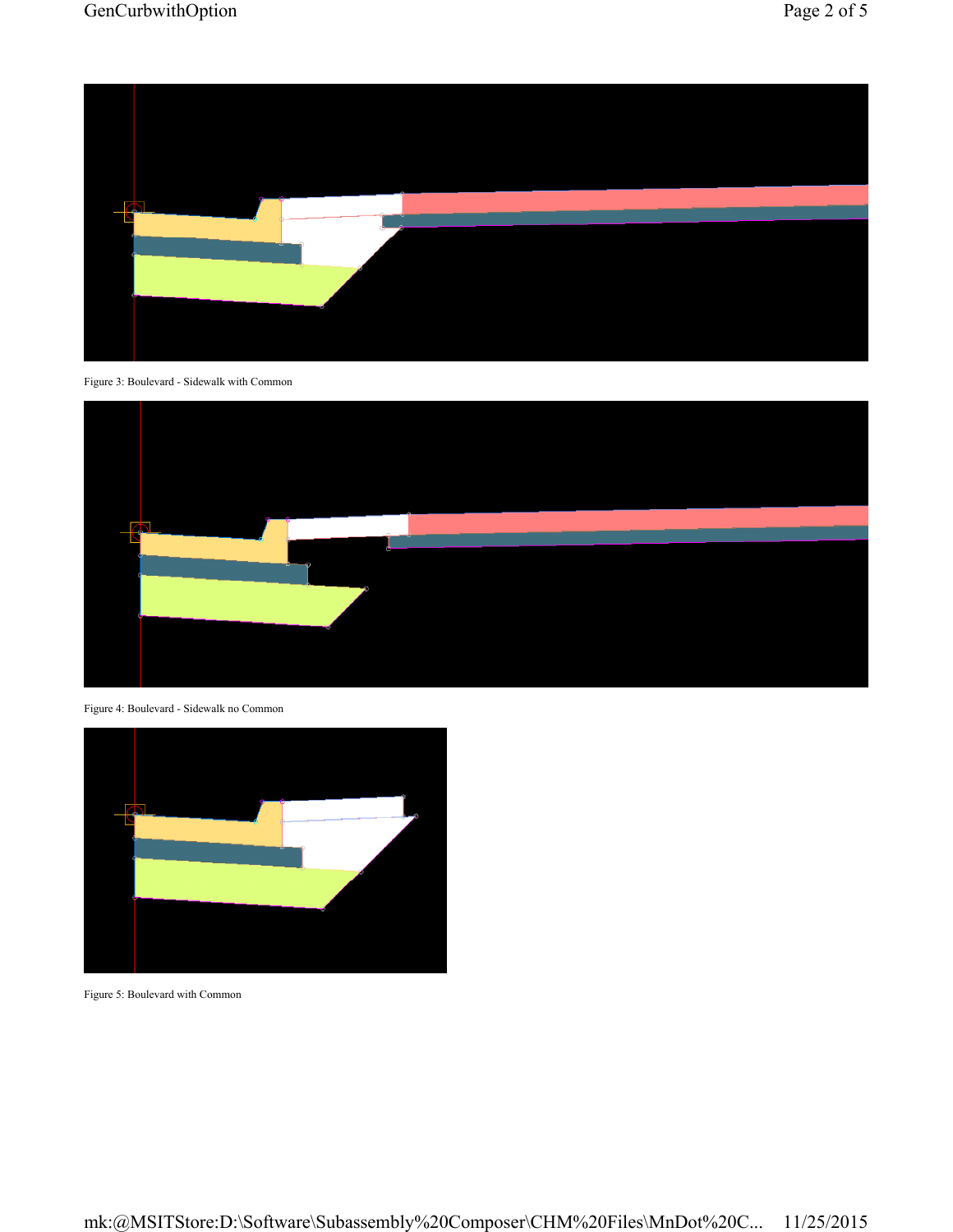Figure 3: Boulevard - Sidewalk with Common

Figure 4: Boulevard - Sidewalk no Common

Figure 5: Boulevard with Common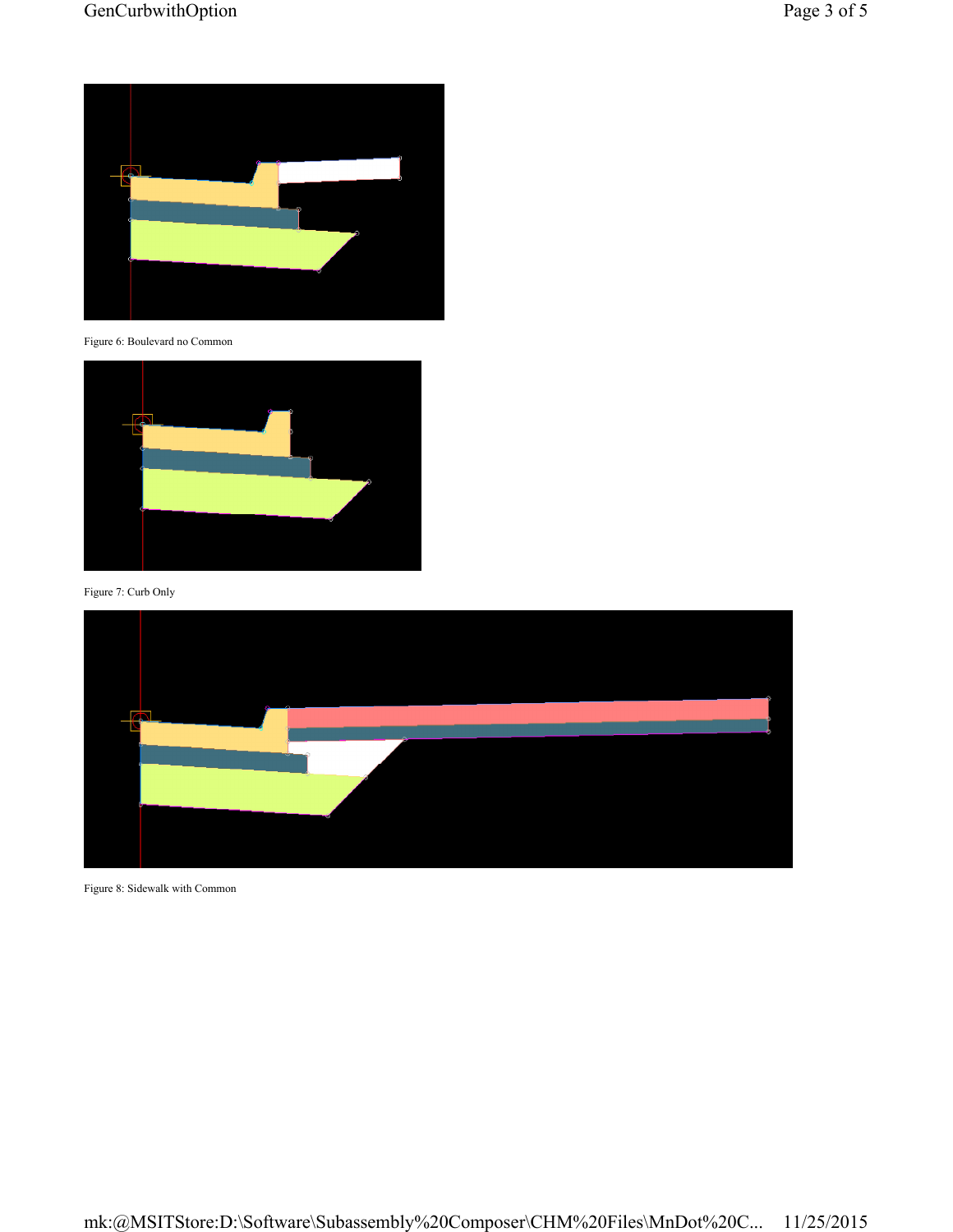Figure 6: Boulevard no Common

Figure 7: Curb Only

Figure 8: Sidewalk with Common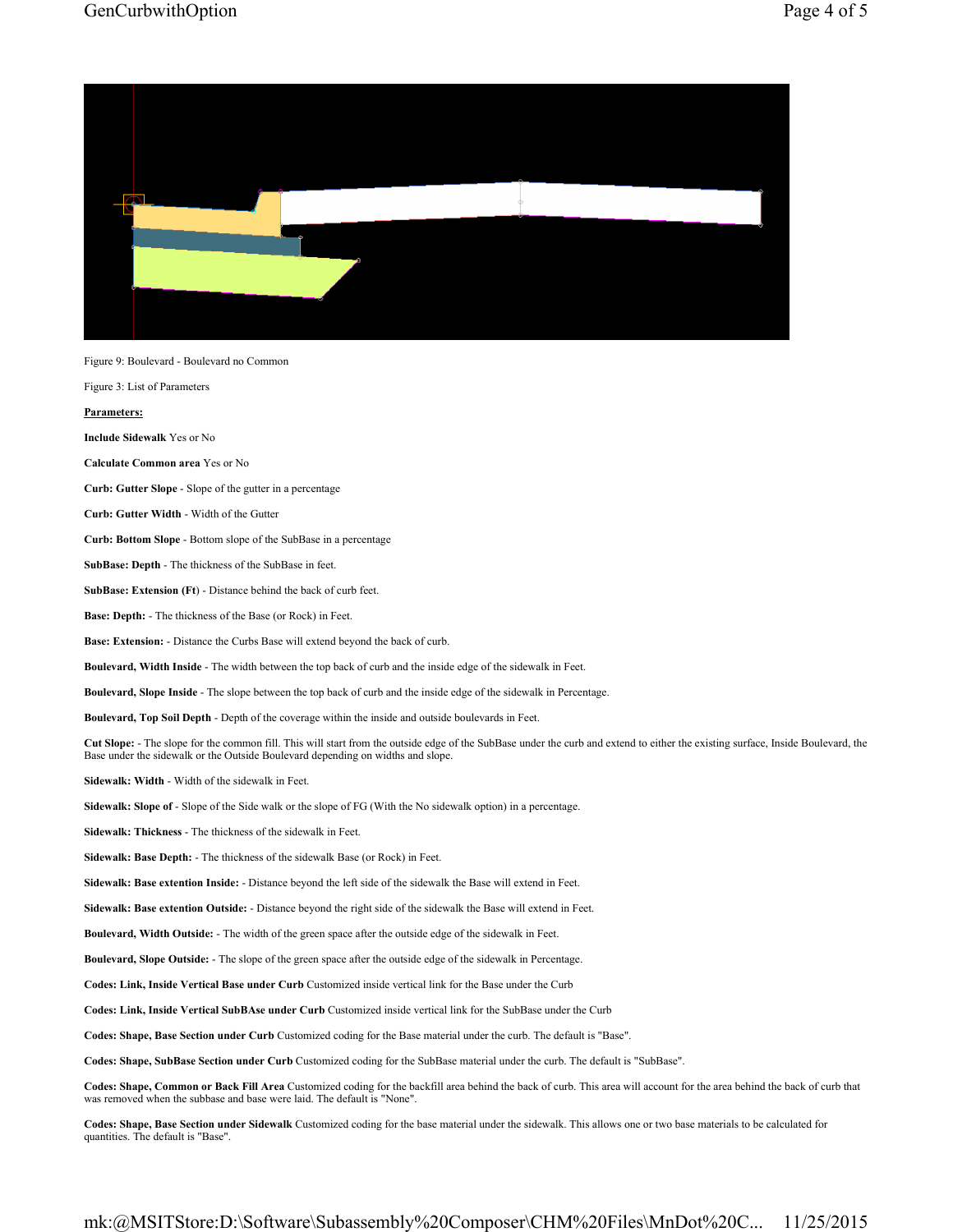Figure 9: Boulevard - Boulevard no Common

Figure 3: List of Parameters

**Parameters:**

**Include Sidewalk** Yes or No

**Calculate Common area** Yes or No

**Curb: Gutter Slope** - Slope of the gutter in a percentage

**Curb: Gutter Width** - Width of the Gutter

**Curb: Bottom Slope** - Bottom slope of the SubBase in a percentage

**SubBase: Depth** - The thickness of the SubBase in feet.

**SubBase: Extension (Ft)** - Distance behind the back of curb feet.

**Base: Depth:** - The thickness of the Base (or Rock) in Feet.

**Base: Extension:** - Distance the Curbs Base will extend beyond the back of curb.

**Boulevard, Width Inside** - The width between the top back of curb and the inside edge of the sidewalk in Feet.

**Boulevard, Slope Inside** - The slope between the top back of curb and the inside edge of the sidewalk in Percentage.

**Boulevard, Top Soil Depth** - Depth of the coverage within the inside and outside boulevards in Feet.

**Cut Slope:** - The slope for the common fill. This will start from the outside edge of the SubBase under the curb and extend to either the existing surface, Inside Boulevard, the Base under the sidewalk or the Outside Boulevard depending on widths and slope.

**Sidewalk: Width** - Width of the sidewalk in Feet.

**Sidewalk: Slope of** - Slope of the Side walk or the slope of FG (With the No sidewalk option) in a percentage.

**Sidewalk: Thickness** - The thickness of the sidewalk in Feet.

**Sidewalk: Base Depth:** - The thickness of the sidewalk Base (or Rock) in Feet.

**Sidewalk: Base extention Inside:** - Distance beyond the left side of the sidewalk the Base will extend in Feet.

**Sidewalk: Base extention Outside:** - Distance beyond the right side of the sidewalk the Base will extend in Feet.

**Boulevard, Width Outside:** - The width of the green space after the outside edge of the sidewalk in Feet.

**Boulevard, Slope Outside:** - The slope of the green space after the outside edge of the sidewalk in Percentage.

**Codes: Link, Inside Vertical Base under Curb** Customized inside vertical link for the Base under the Curb

**Codes: Link, Inside Vertical SubBAse under Curb** Customized inside vertical link for the SubBase under the Curb

**Codes: Shape, Base Section under Curb** Customized coding for the Base material under the curb. The default is "Base".

**Codes: Shape, SubBase Section under Curb** Customized coding for the SubBase material under the curb. The default is "SubBase".

**Codes: Shape, Common or Back Fill Area** Customized coding for the backfill area behind the back of curb. This area will account for the area behind the back of curb that was removed when the subbase and base were laid. The default is "None".

**Codes: Shape, Base Section under Sidewalk** Customized coding for the base material under the sidewalk. This allows one or two base materials to be calculated for quantities. The default is "Base".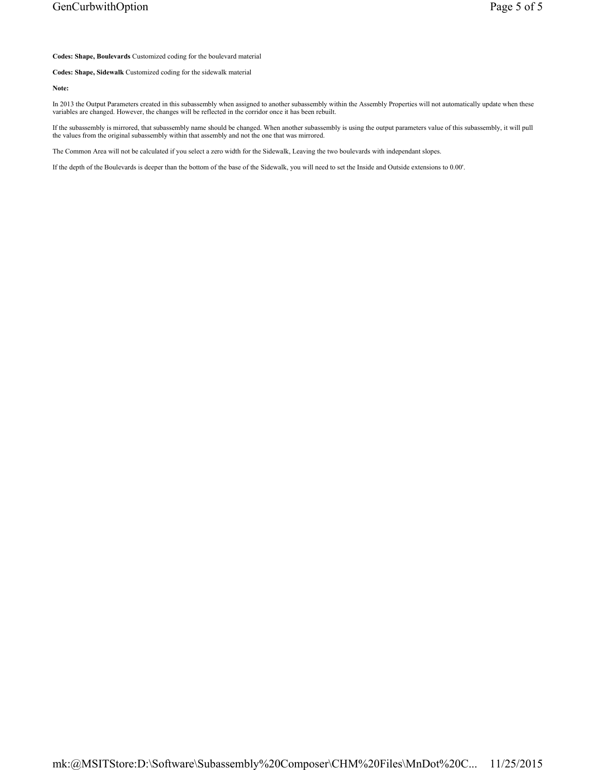**Codes: Shape, Boulevards** Customized coding for the boulevard material

**Codes: Shape, Sidewalk** Customized coding for the sidewalk material

**Note:**

In 2013 the Output Parameters created in this subassembly when assigned to another subassembly within the Assembly Properties will not automatically update when these variables are changed. However, the changes will be reflected in the corridor once it has been rebuilt.

If the subassembly is mirrored, that subassembly name should be changed. When another subassembly is using the output parameters value of this subassembly, it will pull the values from the original subassembly within that assembly and not the one that was mirrored.

The Common Area will not be calculated if you select a zero width for the Sidewalk, Leaving the two boulevards with independant slopes.

If the depth of the Boulevards is deeper than the bottom of the base of the Sidewalk, you will need to set the Inside and Outside extensions to 0.00'.